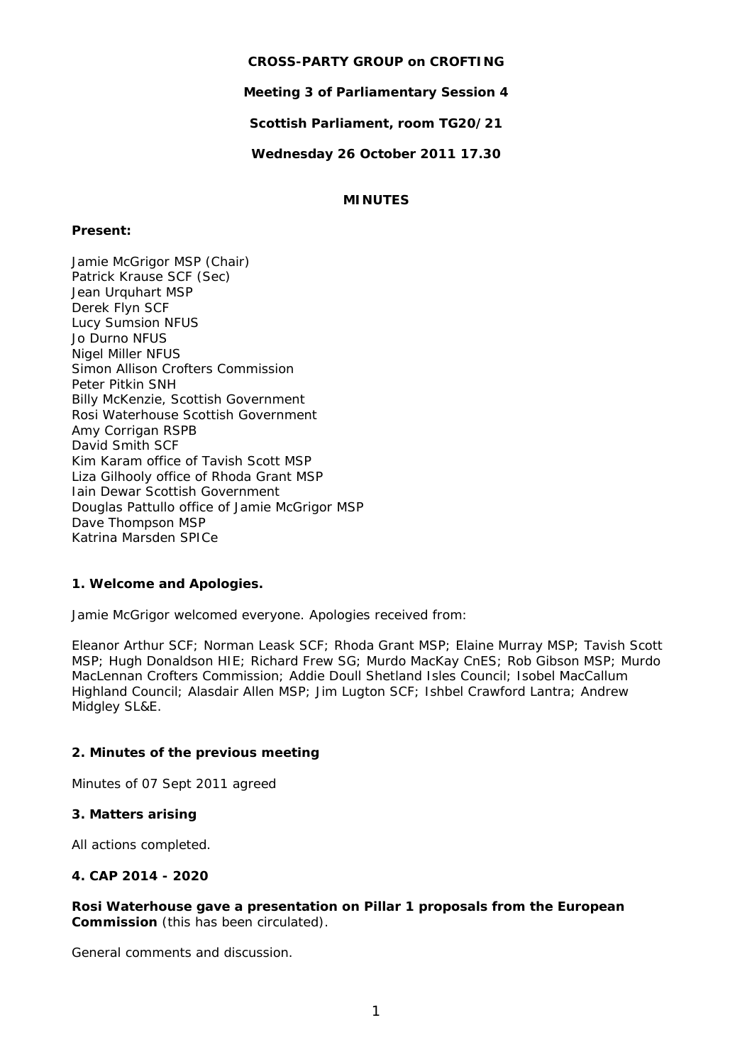**CROSS-PARTY GROUP on CROFTING**

**Meeting 3 of Parliamentary Session 4**

**Scottish Parliament, room TG20/21**

**Wednesday 26 October 2011 17.30**

**MINUTES**

**Present:**

Jamie McGrigor MSP (Chair)
Patrick Krause SCF (Sec)
Jean Urquhart MSP
Derek Flyn SCF
Lucy Sumsion NFUS
Jo Durno NFUS
Nigel Miller NFUS
Simon Allison Crofters Commission
Peter Pitkin SNH
Billy McKenzie, Scottish Government
Rosi Waterhouse Scottish Government
Amy Corrigan RSPB
David Smith SCF
Kim Karam office of Tavish Scott MSP
Liza Gilhooly office of Rhoda Grant MSP
Iain Dewar Scottish Government
Douglas Pattullo office of Jamie McGrigor MSP
Dave Thompson MSP
Katrina Marsden SPICe

**1. Welcome and Apologies.**

Jamie McGrigor welcomed everyone. Apologies received from:

Eleanor Arthur SCF; Norman Leask SCF; Rhoda Grant MSP; Elaine Murray MSP; Tavish Scott MSP; Hugh Donaldson HIE; Richard Frew SG; Murdo MacKay CnES; Rob Gibson MSP; Murdo MacLennan Crofters Commission; Addie Doull Shetland Isles Council; Isobel MacCallum Highland Council; Alasdair Allen MSP; Jim Lugton SCF; Ishbel Crawford Lantra; Andrew Midgley SL&E.

**2. Minutes of the previous meeting**

Minutes of 07 Sept 2011 agreed

**3. Matters arising**

All actions completed.

**4. CAP 2014 - 2020**

**Rosi Waterhouse gave a presentation on Pillar 1 proposals from the European Commission** (this has been circulated).

General comments and discussion.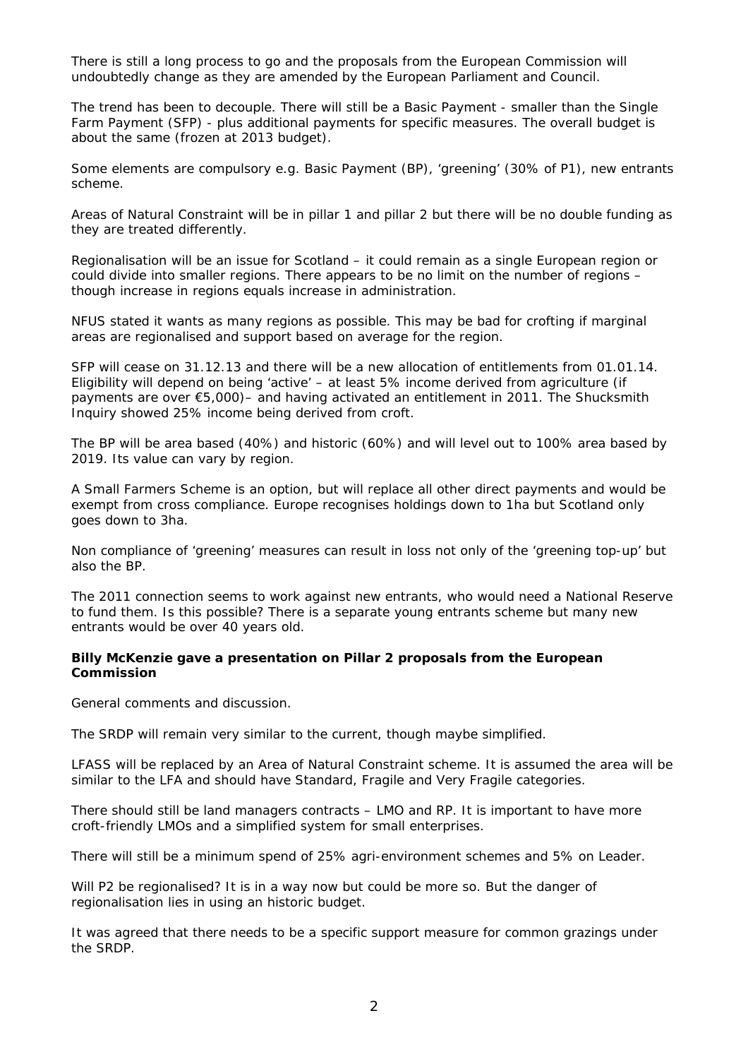There is still a long process to go and the proposals from the European Commission will undoubtedly change as they are amended by the European Parliament and Council.

The trend has been to decouple. There will still be a Basic Payment - smaller than the Single Farm Payment (SFP) - plus additional payments for specific measures. The overall budget is about the same (frozen at 2013 budget).

Some elements are compulsory e.g. Basic Payment (BP), 'greening' (30% of P1), new entrants scheme.

Areas of Natural Constraint will be in pillar 1 and pillar 2 but there will be no double funding as they are treated differently.

Regionalisation will be an issue for Scotland – it could remain as a single European region or could divide into smaller regions. There appears to be no limit on the number of regions – though increase in regions equals increase in administration.

NFUS stated it wants as many regions as possible. This may be bad for crofting if marginal areas are regionalised and support based on average for the region.

SFP will cease on 31.12.13 and there will be a new allocation of entitlements from 01.01.14. Eligibility will depend on being 'active' – at least 5% income derived from agriculture (if payments are over €5,000)– and having activated an entitlement in 2011. The Shucksmith Inquiry showed 25% income being derived from croft.

The BP will be area based (40%) and historic (60%) and will level out to 100% area based by 2019. Its value can vary by region.

A Small Farmers Scheme is an option, but will replace all other direct payments and would be exempt from cross compliance. Europe recognises holdings down to 1ha but Scotland only goes down to 3ha.

Non compliance of 'greening' measures can result in loss not only of the 'greening top-up' but also the BP.

The 2011 connection seems to work against new entrants, who would need a National Reserve to fund them. Is this possible? There is a separate young entrants scheme but many new entrants would be over 40 years old.

**Billy McKenzie gave a presentation on Pillar 2 proposals from the European Commission**

General comments and discussion.

The SRDP will remain very similar to the current, though maybe simplified.

LFASS will be replaced by an Area of Natural Constraint scheme. It is assumed the area will be similar to the LFA and should have Standard, Fragile and Very Fragile categories.

There should still be land managers contracts – LMO and RP. It is important to have more croft-friendly LMOs and a simplified system for small enterprises.

There will still be a minimum spend of 25% agri-environment schemes and 5% on Leader.

Will P2 be regionalised? It is in a way now but could be more so. But the danger of regionalisation lies in using an historic budget.

It was agreed that there needs to be a specific support measure for common grazings under the SRDP.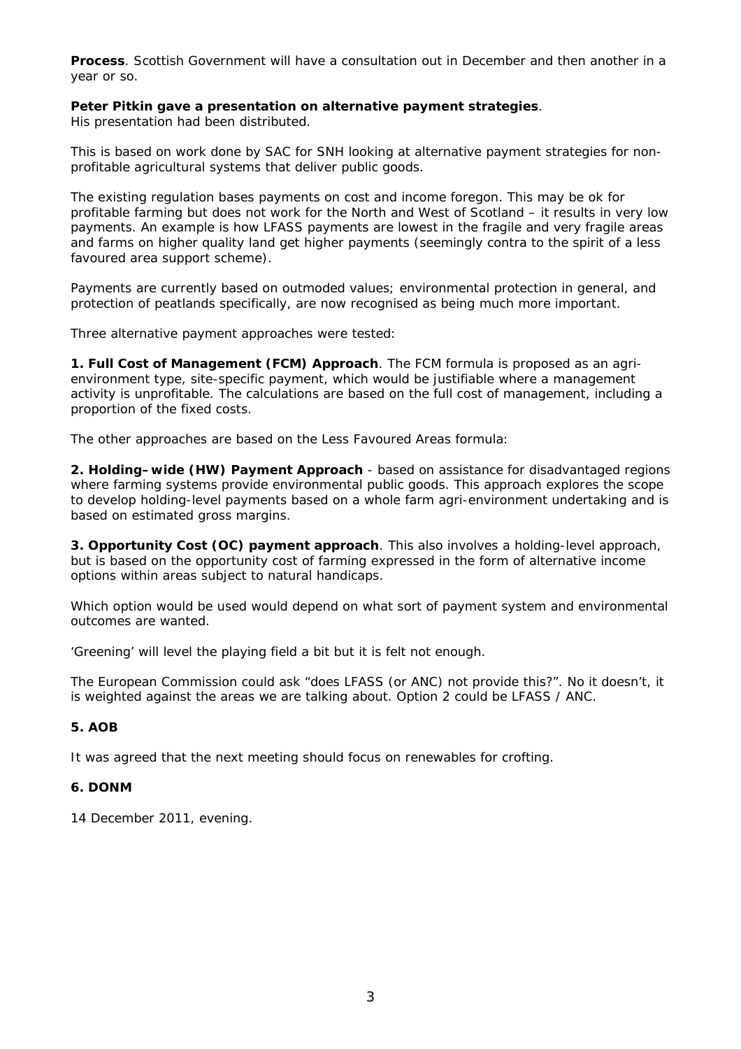**Process**. Scottish Government will have a consultation out in December and then another in a year or so.

**Peter Pitkin gave a presentation on alternative payment strategies**.
His presentation had been distributed.

This is based on work done by SAC for SNH looking at alternative payment strategies for non-profitable agricultural systems that deliver public goods.

The existing regulation bases payments on cost and income foregon. This may be ok for profitable farming but does not work for the North and West of Scotland – it results in very low payments. An example is how LFASS payments are lowest in the fragile and very fragile areas and farms on higher quality land get higher payments (seemingly contra to the spirit of a less favoured area support scheme).

Payments are currently based on outmoded values; environmental protection in general, and protection of peatlands specifically, are now recognised as being much more important.

Three alternative payment approaches were tested:

**1. Full Cost of Management (FCM) Approach**. The FCM formula is proposed as an agri-environment type, site-specific payment, which would be justifiable where a management activity is unprofitable. The calculations are based on the full cost of management, including a proportion of the fixed costs.

The other approaches are based on the Less Favoured Areas formula:

**2. Holding–wide (HW) Payment Approach** - based on assistance for disadvantaged regions where farming systems provide environmental public goods. This approach explores the scope to develop holding-level payments based on a whole farm agri-environment undertaking and is based on estimated gross margins.

**3. Opportunity Cost (OC) payment approach**. This also involves a holding-level approach, but is based on the opportunity cost of farming expressed in the form of alternative income options within areas subject to natural handicaps.

Which option would be used would depend on what sort of payment system and environmental outcomes are wanted.

'Greening' will level the playing field a bit but it is felt not enough.

The European Commission could ask "does LFASS (or ANC) not provide this?". No it doesn't, it is weighted against the areas we are talking about. Option 2 could be LFASS / ANC.

### 5. AOB

It was agreed that the next meeting should focus on renewables for crofting.

### 6. DONM

14 December 2011, evening.